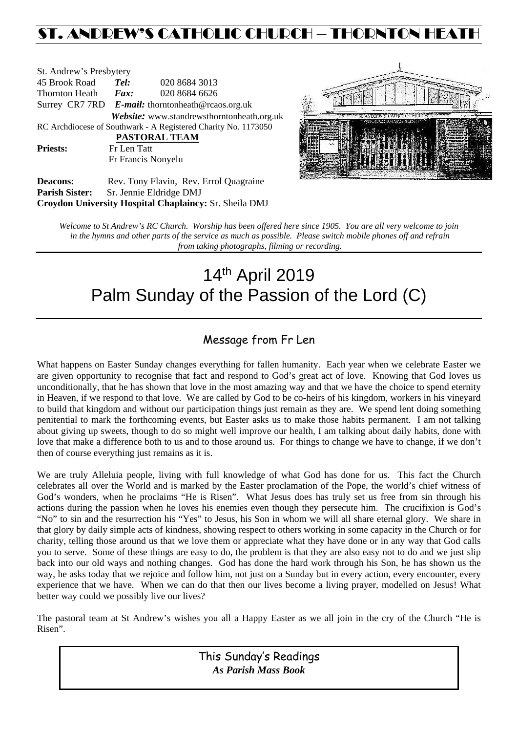# ST. ANDREW'S CATHOLIC CHURCH – THORNTON HEATH

St. Andrew's Presbytery
45 Brook Road **Tel:** 020 8684 3013
Thornton Heath **Fax:** 020 8684 6626
Surrey CR7 7RD ***E-mail:*** thorntonheath@rcaos.org.uk
***Website:*** www.standrewsthorntonheath.org.uk
RC Archdiocese of Southwark - A Registered Charity No. 1173050

**PASTORAL TEAM**

**Priests:** Fr Len Tatt
Fr Francis Nonyelu

**Deacons:** Rev. Tony Flavin, Rev. Errol Quagraine
**Parish Sister:** Sr. Jennie Eldridge DMJ
**Croydon University Hospital Chaplaincy:** Sr. Sheila DMJ

*Welcome to St Andrew's RC Church. Worship has been offered here since 1905. You are all very welcome to join in the hymns and other parts of the service as much as possible. Please switch mobile phones off and refrain from taking photographs, filming or recording.*

# 14th April 2019
# Palm Sunday of the Passion of the Lord (C)

## Message from Fr Len

What happens on Easter Sunday changes everything for fallen humanity. Each year when we celebrate Easter we are given opportunity to recognise that fact and respond to God's great act of love. Knowing that God loves us unconditionally, that he has shown that love in the most amazing way and that we have the choice to spend eternity in Heaven, if we respond to that love. We are called by God to be co-heirs of his kingdom, workers in his vineyard to build that kingdom and without our participation things just remain as they are. We spend lent doing something penitential to mark the forthcoming events, but Easter asks us to make those habits permanent. I am not talking about giving up sweets, though to do so might well improve our health, I am talking about daily habits, done with love that make a difference both to us and to those around us. For things to change we have to change, if we don't then of course everything just remains as it is.

We are truly Alleluia people, living with full knowledge of what God has done for us. This fact the Church celebrates all over the World and is marked by the Easter proclamation of the Pope, the world's chief witness of God's wonders, when he proclaims "He is Risen". What Jesus does has truly set us free from sin through his actions during the passion when he loves his enemies even though they persecute him. The crucifixion is God's "No" to sin and the resurrection his "Yes" to Jesus, his Son in whom we will all share eternal glory. We share in that glory by daily simple acts of kindness, showing respect to others working in some capacity in the Church or for charity, telling those around us that we love them or appreciate what they have done or in any way that God calls you to serve. Some of these things are easy to do, the problem is that they are also easy not to do and we just slip back into our old ways and nothing changes. God has done the hard work through his Son, he has shown us the way, he asks today that we rejoice and follow him, not just on a Sunday but in every action, every encounter, every experience that we have. When we can do that then our lives become a living prayer, modelled on Jesus! What better way could we possibly live our lives?

The pastoral team at St Andrew's wishes you all a Happy Easter as we all join in the cry of the Church "He is Risen".

This Sunday's Readings
***As Parish Mass Book***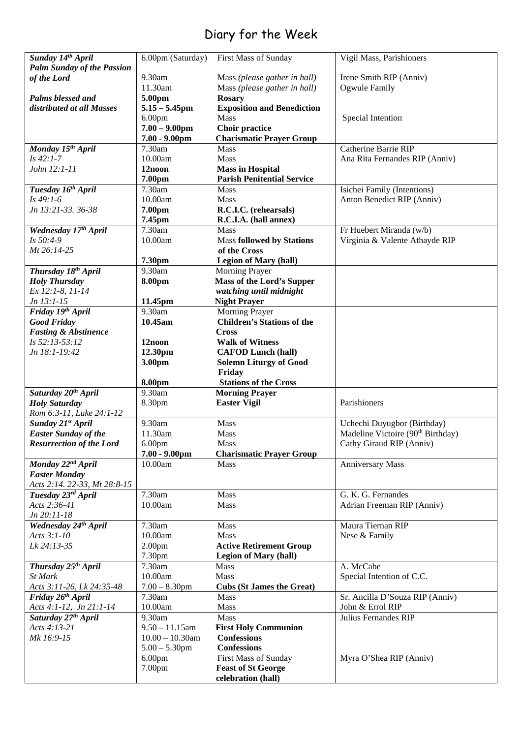# Diary for the Week

| | | | |
|---|---|---|---|
| ***Sunday 14th April*** | 6.00pm (Saturday) | First Mass of Sunday | Vigil Mass, Parishioners |
| ***Palm Sunday of the Passion of the Lord*** | 9.30am | Mass *(please gather in hall)* | Irene Smith RIP (Anniv) |
| | 11.30am | Mass *(please gather in hall)* | Ogwule Family |
| ***Palms blessed and distributed at all Masses*** | **5.00pm** | **Rosary** | |
| | **5.15 – 5.45pm** | **Exposition and Benediction** | |
| | 6.00pm | Mass | Special Intention |
| | **7.00 – 9.00pm** | **Choir practice** | |
| | **7.00 - 9.00pm** | **Charismatic Prayer Group** | |
| ***Monday 15th April*** | 7.30am | Mass | Catherine Barrie RIP |
| *Is 42:1-7* | 10.00am | Mass | Ana Rita Fernandes RIP (Anniv) |
| *John 12:1-11* | **12noon** | **Mass in Hospital** | |
| | **7.00pm** | **Parish Penitential Service** | |
| ***Tuesday 16th April*** | 7.30am | Mass | Isichei Family (Intentions) |
| *Is 49:1-6* | 10.00am | Mass | Anton Benedict RIP (Anniv) |
| *Jn 13:21-33. 36-38* | **7.00pm** | **R.C.I.C. (rehearsals)** | |
| | **7.45pm** | **R.C.I.A. (hall annex)** | |
| ***Wednesday 17th April*** | 7.30am | Mass | Fr Huebert Miranda (w/b) |
| *Is 50:4-9* | 10.00am | Mass **followed by Stations of the Cross** | Virginia & Valente Athayde RIP |
| *Mt 26:14-25* | **7.30pm** | **Legion of Mary (hall)** | |
| ***Thursday 18th April*** | 9.30am | Morning Prayer | |
| ***Holy Thursday*** | **8.00pm** | **Mass of the Lord's Supper** ***watching until midnight*** | |
| *Ex 12:1-8, 11-14* | | | |
| *Jn 13:1-15* | **11.45pm** | **Night Prayer** | |
| ***Friday 19th April*** | 9.30am | Morning Prayer | |
| ***Good Friday*** | **10.45am** | **Children's Stations of the Cross** | |
| ***Fasting & Abstinence*** | | | |
| *Is 52:13-53:12* | **12noon** | **Walk of Witness** | |
| *Jn 18:1-19:42* | **12.30pm** | **CAFOD Lunch (hall)** | |
| | **3.00pm** | **Solemn Liturgy of Good Friday** | |
| | **8.00pm** | **Stations of the Cross** | |
| ***Saturday 20th April*** | 9.30am | **Morning Prayer** | |
| ***Holy Saturday*** | 8.30pm | **Easter Vigil** | Parishioners |
| *Rom 6:3-11, Luke 24:1-12* | | | |
| ***Sunday 21st April*** | 9.30am | Mass | Uchechi Duyugbor (Birthday) |
| ***Easter Sunday of the Resurrection of the Lord*** | 11.30am | Mass | Madeline Victoire (90th Birthday) |
| | 6.00pm | Mass | Cathy Giraud RIP (Anniv) |
| | **7.00 - 9.00pm** | **Charismatic Prayer Group** | |
| ***Monday 22nd April*** | 10.00am | Mass | Anniversary Mass |
| ***Easter Monday*** | | | |
| *Acts 2:14. 22-33, Mt 28:8-15* | | | |
| ***Tuesday 23rd April*** | 7.30am | Mass | G. K. G. Fernandes |
| *Acts 2:36-41* | 10.00am | Mass | Adrian Freeman RIP (Anniv) |
| *Jn 20:11-18* | | | |
| ***Wednesday 24th April*** | 7.30am | Mass | Maura Tiernan RIP |
| *Acts 3:1-10* | 10.00am | Mass | Nese & Family |
| *Lk 24:13-35* | 2.00pm | **Active Retirement Group** | |
| | 7.30pm | **Legion of Mary (hall)** | |
| ***Thursday 25th April*** | 7.30am | Mass | A. McCabe |
| *St Mark* | 10.00am | Mass | Special Intention of C.C. |
| *Acts 3:11-26, Lk 24:35-48* | 7.00 – 8.30pm | **Cubs (St James the Great)** | |
| ***Friday 26th April*** | 7.30am | Mass | Sr. Ancilla D'Souza RIP (Anniv) |
| *Acts 4:1-12, Jn 21:1-14* | 10.00am | Mass | John & Errol RIP |
| ***Saturday 27th April*** | 9.30am | Mass | Julius Fernandes RIP |
| *Acts 4:13-21* | 9.50 – 11.15am | **First Holy Communion** | |
| *Mk 16:9-15* | 10.00 – 10.30am | **Confessions** | |
| | 5.00 – 5.30pm | **Confessions** | |
| | 6.00pm | First Mass of Sunday | Myra O'Shea RIP (Anniv) |
| | 7.00pm | **Feast of St George celebration (hall)** | |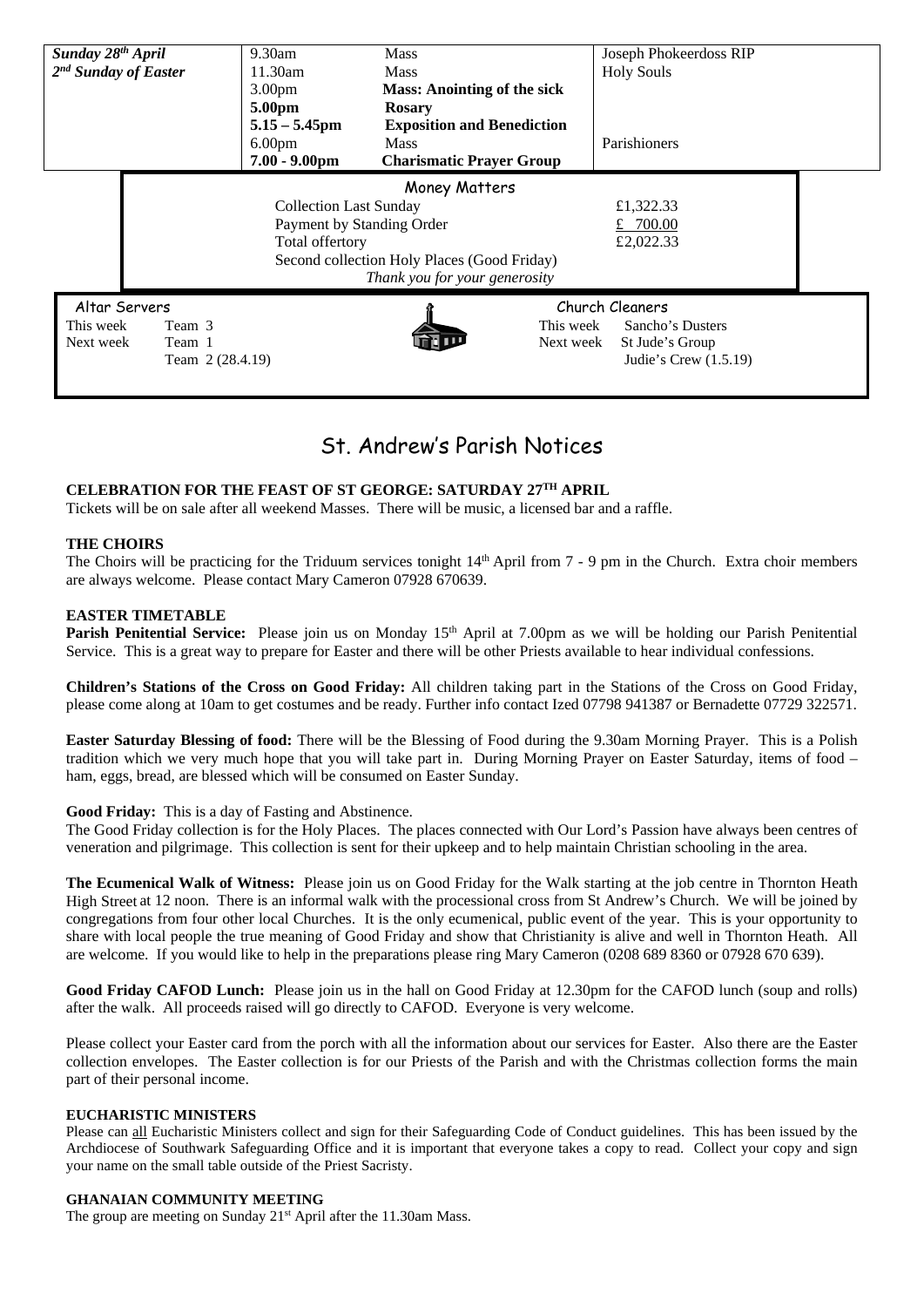| *Sunday 28th April* | 9.30am | Mass | Joseph Phokeerdoss RIP |
|---|---|---|---|
| *2nd Sunday of Easter* | 11.30am | Mass | Holy Souls |
| | 3.00pm | **Mass: Anointing of the sick** | |
| | **5.00pm** | **Rosary** | |
| | **5.15 – 5.45pm** | **Exposition and Benediction** | |
| | 6.00pm | Mass | Parishioners |
| | **7.00 - 9.00pm** | **Charismatic Prayer Group** | |

### Money Matters

| | |
|---|---|
| Collection Last Sunday | £1,322.33 |
| Payment by Standing Order | £ 700.00 |
| Total offertory | £2,022.33 |
| Second collection Holy Places (Good Friday) | |

*Thank you for your generosity*

| Altar Servers | | Church Cleaners | |
|---|---|---|---|
| This week | Team 3 | This week | Sancho's Dusters |
| Next week | Team 1 | Next week | St Jude's Group |
| | Team 2 (28.4.19) | | Judie's Crew (1.5.19) |

# St. Andrew's Parish Notices

**CELEBRATION FOR THE FEAST OF ST GEORGE: SATURDAY 27TH APRIL**

Tickets will be on sale after all weekend Masses. There will be music, a licensed bar and a raffle.

**THE CHOIRS**

The Choirs will be practicing for the Triduum services tonight 14th April from 7 - 9 pm in the Church. Extra choir members are always welcome. Please contact Mary Cameron 07928 670639.

**EASTER TIMETABLE**

**Parish Penitential Service:** Please join us on Monday 15th April at 7.00pm as we will be holding our Parish Penitential Service. This is a great way to prepare for Easter and there will be other Priests available to hear individual confessions.

**Children's Stations of the Cross on Good Friday:** All children taking part in the Stations of the Cross on Good Friday, please come along at 10am to get costumes and be ready. Further info contact Ized 07798 941387 or Bernadette 07729 322571.

**Easter Saturday Blessing of food:** There will be the Blessing of Food during the 9.30am Morning Prayer. This is a Polish tradition which we very much hope that you will take part in. During Morning Prayer on Easter Saturday, items of food – ham, eggs, bread, are blessed which will be consumed on Easter Sunday.

**Good Friday:** This is a day of Fasting and Abstinence.
The Good Friday collection is for the Holy Places. The places connected with Our Lord's Passion have always been centres of veneration and pilgrimage. This collection is sent for their upkeep and to help maintain Christian schooling in the area.

**The Ecumenical Walk of Witness:** Please join us on Good Friday for the Walk starting at the job centre in Thornton Heath High Street at 12 noon. There is an informal walk with the processional cross from St Andrew's Church. We will be joined by congregations from four other local Churches. It is the only ecumenical, public event of the year. This is your opportunity to share with local people the true meaning of Good Friday and show that Christianity is alive and well in Thornton Heath. All are welcome. If you would like to help in the preparations please ring Mary Cameron (0208 689 8360 or 07928 670 639).

**Good Friday CAFOD Lunch:** Please join us in the hall on Good Friday at 12.30pm for the CAFOD lunch (soup and rolls) after the walk. All proceeds raised will go directly to CAFOD. Everyone is very welcome.

Please collect your Easter card from the porch with all the information about our services for Easter. Also there are the Easter collection envelopes. The Easter collection is for our Priests of the Parish and with the Christmas collection forms the main part of their personal income.

**EUCHARISTIC MINISTERS**

Please can all Eucharistic Ministers collect and sign for their Safeguarding Code of Conduct guidelines. This has been issued by the Archdiocese of Southwark Safeguarding Office and it is important that everyone takes a copy to read. Collect your copy and sign your name on the small table outside of the Priest Sacristy.

**GHANAIAN COMMUNITY MEETING**

The group are meeting on Sunday 21st April after the 11.30am Mass.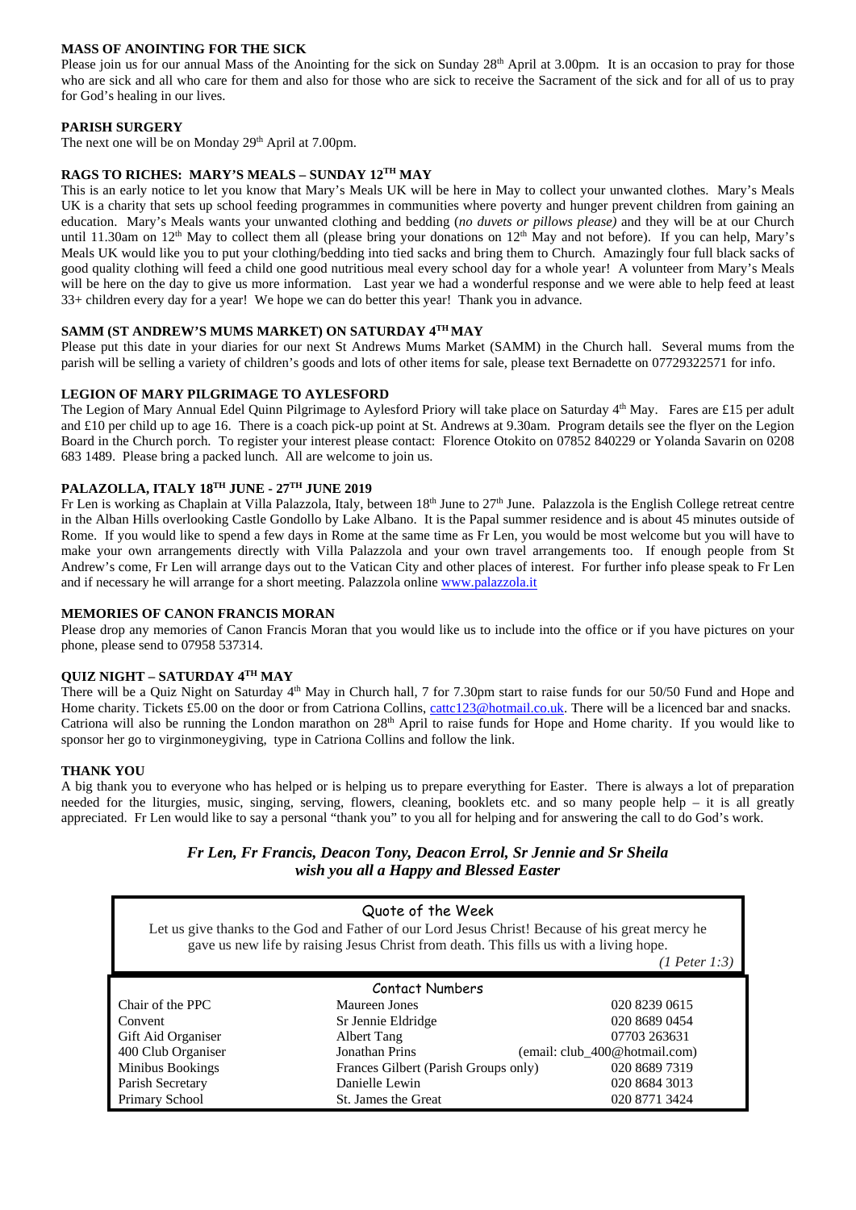### MASS OF ANOINTING FOR THE SICK

Please join us for our annual Mass of the Anointing for the sick on Sunday 28th April at 3.00pm. It is an occasion to pray for those who are sick and all who care for them and also for those who are sick to receive the Sacrament of the sick and for all of us to pray for God's healing in our lives.

### PARISH SURGERY

The next one will be on Monday 29th April at 7.00pm.

### RAGS TO RICHES: MARY'S MEALS – SUNDAY 12TH MAY

This is an early notice to let you know that Mary's Meals UK will be here in May to collect your unwanted clothes. Mary's Meals UK is a charity that sets up school feeding programmes in communities where poverty and hunger prevent children from gaining an education. Mary's Meals wants your unwanted clothing and bedding (*no duvets or pillows please)* and they will be at our Church until 11.30am on 12th May to collect them all (please bring your donations on 12th May and not before). If you can help, Mary's Meals UK would like you to put your clothing/bedding into tied sacks and bring them to Church. Amazingly four full black sacks of good quality clothing will feed a child one good nutritious meal every school day for a whole year! A volunteer from Mary's Meals will be here on the day to give us more information. Last year we had a wonderful response and we were able to help feed at least 33+ children every day for a year! We hope we can do better this year! Thank you in advance.

### SAMM (ST ANDREW'S MUMS MARKET) ON SATURDAY 4TH MAY

Please put this date in your diaries for our next St Andrews Mums Market (SAMM) in the Church hall. Several mums from the parish will be selling a variety of children's goods and lots of other items for sale, please text Bernadette on 07729322571 for info.

### LEGION OF MARY PILGRIMAGE TO AYLESFORD

The Legion of Mary Annual Edel Quinn Pilgrimage to Aylesford Priory will take place on Saturday 4th May. Fares are £15 per adult and £10 per child up to age 16. There is a coach pick-up point at St. Andrews at 9.30am. Program details see the flyer on the Legion Board in the Church porch. To register your interest please contact: Florence Otokito on 07852 840229 or Yolanda Savarin on 0208 683 1489. Please bring a packed lunch. All are welcome to join us.

### PALAZOLLA, ITALY 18TH JUNE - 27TH JUNE 2019

Fr Len is working as Chaplain at Villa Palazzola, Italy, between 18th June to 27th June. Palazzola is the English College retreat centre in the Alban Hills overlooking Castle Gondollo by Lake Albano. It is the Papal summer residence and is about 45 minutes outside of Rome. If you would like to spend a few days in Rome at the same time as Fr Len, you would be most welcome but you will have to make your own arrangements directly with Villa Palazzola and your own travel arrangements too. If enough people from St Andrew's come, Fr Len will arrange days out to the Vatican City and other places of interest. For further info please speak to Fr Len and if necessary he will arrange for a short meeting. Palazzola online www.palazzola.it

### MEMORIES OF CANON FRANCIS MORAN

Please drop any memories of Canon Francis Moran that you would like us to include into the office or if you have pictures on your phone, please send to 07958 537314.

### QUIZ NIGHT – SATURDAY 4TH MAY

There will be a Quiz Night on Saturday 4th May in Church hall, 7 for 7.30pm start to raise funds for our 50/50 Fund and Hope and Home charity. Tickets £5.00 on the door or from Catriona Collins, cattc123@hotmail.co.uk. There will be a licenced bar and snacks. Catriona will also be running the London marathon on 28th April to raise funds for Hope and Home charity. If you would like to sponsor her go to virginmoneygiving, type in Catriona Collins and follow the link.

### THANK YOU

A big thank you to everyone who has helped or is helping us to prepare everything for Easter. There is always a lot of preparation needed for the liturgies, music, singing, serving, flowers, cleaning, booklets etc. and so many people help – it is all greatly appreciated. Fr Len would like to say a personal "thank you" to you all for helping and for answering the call to do God's work.

***Fr Len, Fr Francis, Deacon Tony, Deacon Errol, Sr Jennie and Sr Sheila wish you all a Happy and Blessed Easter***

Quote of the Week

Let us give thanks to the God and Father of our Lord Jesus Christ! Because of his great mercy he gave us new life by raising Jesus Christ from death. This fills us with a living hope.

*(1 Peter 1:3)*

Contact Numbers

| | | |
|---|---|---|
| Chair of the PPC | Maureen Jones | 020 8239 0615 |
| Convent | Sr Jennie Eldridge | 020 8689 0454 |
| Gift Aid Organiser | Albert Tang | 07703 263631 |
| 400 Club Organiser | Jonathan Prins | (email: club_400@hotmail.com) |
| Minibus Bookings | Frances Gilbert (Parish Groups only) | 020 8689 7319 |
| Parish Secretary | Danielle Lewin | 020 8684 3013 |
| Primary School | St. James the Great | 020 8771 3424 |